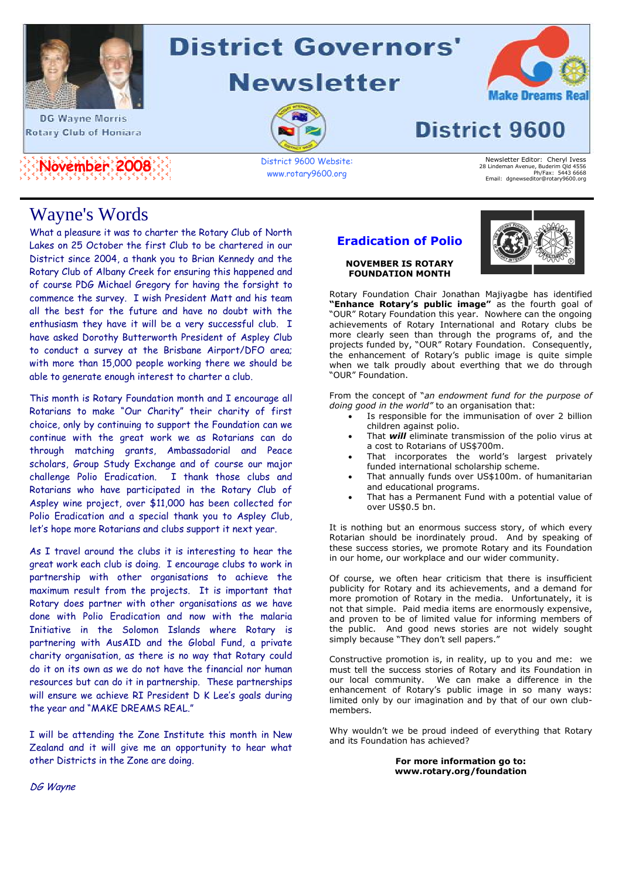# District Governors' Newsletter

DG Wayne Morris
Rotary Club of Honiara

Make Dreams Real

# District 9600

**November 2008**

District 9600 Website: www.rotary9600.org

Newsletter Editor: Cheryl Ivess
28 Lindeman Avenue, Buderim Qld 4556
Ph/Fax: 5443 6668
Email: dgnewseditor@rotary9600.org

## Wayne's Words

What a pleasure it was to charter the Rotary Club of North Lakes on 25 October the first Club to be chartered in our District since 2004, a thank you to Brian Kennedy and the Rotary Club of Albany Creek for ensuring this happened and of course PDG Michael Gregory for having the forsight to commence the survey. I wish President Matt and his team all the best for the future and have no doubt with the enthusiasm they have it will be a very successful club. I have asked Dorothy Butterworth President of Aspley Club to conduct a survey at the Brisbane Airport/DFO area; with more than 15,000 people working there we should be able to generate enough interest to charter a club.

This month is Rotary Foundation month and I encourage all Rotarians to make "Our Charity" their charity of first choice, only by continuing to support the Foundation can we continue with the great work we as Rotarians can do through matching grants, Ambassadorial and Peace scholars, Group Study Exchange and of course our major challenge Polio Eradication. I thank those clubs and Rotarians who have participated in the Rotary Club of Aspley wine project, over $11,000 has been collected for Polio Eradication and a special thank you to Aspley Club, let's hope more Rotarians and clubs support it next year.

As I travel around the clubs it is interesting to hear the great work each club is doing. I encourage clubs to work in partnership with other organisations to achieve the maximum result from the projects. It is important that Rotary does partner with other organisations as we have done with Polio Eradication and now with the malaria Initiative in the Solomon Islands where Rotary is partnering with AusAID and the Global Fund, a private charity organisation, as there is no way that Rotary could do it on its own as we do not have the financial nor human resources but can do it in partnership. These partnerships will ensure we achieve RI President D K Lee's goals during the year and "MAKE DREAMS REAL."

I will be attending the Zone Institute this month in New Zealand and it will give me an opportunity to hear what other Districts in the Zone are doing.

*DG Wayne*

## Eradication of Polio

**NOVEMBER IS ROTARY FOUNDATION MONTH**

Rotary Foundation Chair Jonathan Majiyagbe has identified **"Enhance Rotary's public image"** as the fourth goal of "OUR" Rotary Foundation this year. Nowhere can the ongoing achievements of Rotary International and Rotary clubs be more clearly seen than through the programs of, and the projects funded by, "OUR" Rotary Foundation. Consequently, the enhancement of Rotary's public image is quite simple when we talk proudly about everthing that we do through "OUR" Foundation.

From the concept of "*an endowment fund for the purpose of doing good in the world"* to an organisation that:

- Is responsible for the immunisation of over 2 billion children against polio.
- That ***will*** eliminate transmission of the polio virus at a cost to Rotarians of US$700m.
- That incorporates the world's largest privately funded international scholarship scheme.
- That annually funds over US$100m. of humanitarian and educational programs.
- That has a Permanent Fund with a potential value of over US$0.5 bn.

It is nothing but an enormous success story, of which every Rotarian should be inordinately proud. And by speaking of these success stories, we promote Rotary and its Foundation in our home, our workplace and our wider community.

Of course, we often hear criticism that there is insufficient publicity for Rotary and its achievements, and a demand for more promotion of Rotary in the media. Unfortunately, it is not that simple. Paid media items are enormously expensive, and proven to be of limited value for informing members of the public. And good news stories are not widely sought simply because "They don't sell papers."

Constructive promotion is, in reality, up to you and me: we must tell the success stories of Rotary and its Foundation in our local community. We can make a difference in the enhancement of Rotary's public image in so many ways: limited only by our imagination and by that of our own club-members.

Why wouldn't we be proud indeed of everything that Rotary and its Foundation has achieved?

**For more information go to: www.rotary.org/foundation**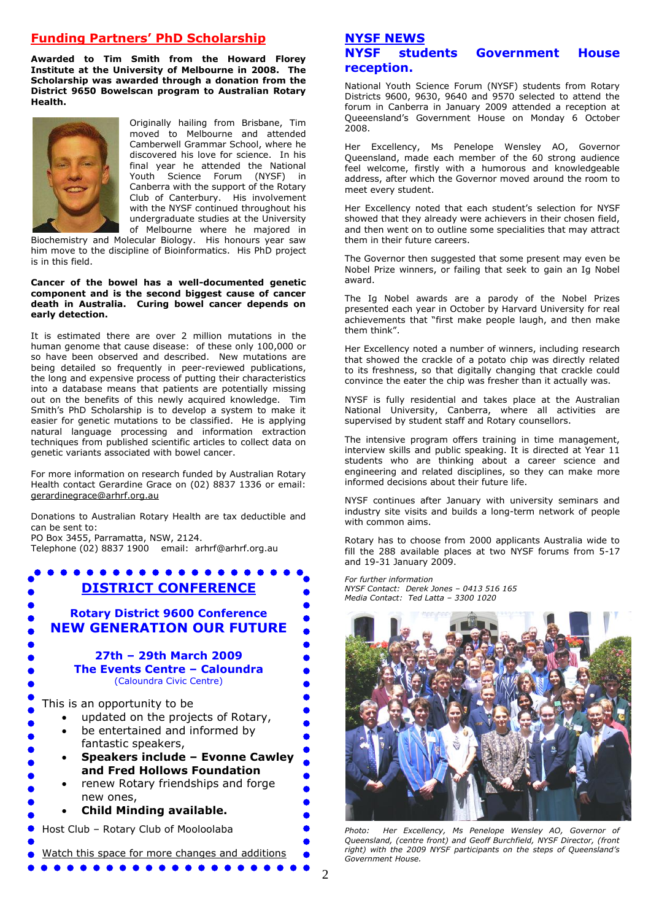## Funding Partners' PhD Scholarship

**Awarded to Tim Smith from the Howard Florey Institute at the University of Melbourne in 2008. The Scholarship was awarded through a donation from the District 9650 Bowelscan program to Australian Rotary Health.**

Originally hailing from Brisbane, Tim moved to Melbourne and attended Camberwell Grammar School, where he discovered his love for science. In his final year he attended the National Youth Science Forum (NYSF) in Canberra with the support of the Rotary Club of Canterbury. His involvement with the NYSF continued throughout his undergraduate studies at the University of Melbourne where he majored in Biochemistry and Molecular Biology. His honours year saw him move to the discipline of Bioinformatics. His PhD project is in this field.

**Cancer of the bowel has a well-documented genetic component and is the second biggest cause of cancer death in Australia. Curing bowel cancer depends on early detection.**

It is estimated there are over 2 million mutations in the human genome that cause disease: of these only 100,000 or so have been observed and described. New mutations are being detailed so frequently in peer-reviewed publications, the long and expensive process of putting their characteristics into a database means that patients are potentially missing out on the benefits of this newly acquired knowledge. Tim Smith's PhD Scholarship is to develop a system to make it easier for genetic mutations to be classified. He is applying natural language processing and information extraction techniques from published scientific articles to collect data on genetic variants associated with bowel cancer.

For more information on research funded by Australian Rotary Health contact Gerardine Grace on (02) 8837 1336 or email: gerardinegrace@arhrf.org.au

Donations to Australian Rotary Health are tax deductible and can be sent to:
PO Box 3455, Parramatta, NSW, 2124.
Telephone (02) 8837 1900 email: arhrf@arhrf.org.au

## DISTRICT CONFERENCE

**Rotary District 9600 Conference**
**NEW GENERATION OUR FUTURE**

**27th – 29th March 2009**
**The Events Centre – Caloundra**
(Caloundra Civic Centre)

This is an opportunity to be

- updated on the projects of Rotary,
- be entertained and informed by fantastic speakers,
- **Speakers include – Evonne Cawley and Fred Hollows Foundation**
- renew Rotary friendships and forge new ones,
- **Child Minding available.**

Host Club – Rotary Club of Mooloolaba

Watch this space for more changes and additions

## NYSF NEWS

### NYSF students Government House reception.

National Youth Science Forum (NYSF) students from Rotary Districts 9600, 9630, 9640 and 9570 selected to attend the forum in Canberra in January 2009 attended a reception at Queeensland's Government House on Monday 6 October 2008.

Her Excellency, Ms Penelope Wensley AO, Governor Queensland, made each member of the 60 strong audience feel welcome, firstly with a humorous and knowledgeable address, after which the Governor moved around the room to meet every student.

Her Excellency noted that each student's selection for NYSF showed that they already were achievers in their chosen field, and then went on to outline some specialities that may attract them in their future careers.

The Governor then suggested that some present may even be Nobel Prize winners, or failing that seek to gain an Ig Nobel award.

The Ig Nobel awards are a parody of the Nobel Prizes presented each year in October by Harvard University for real achievements that "first make people laugh, and then make them think".

Her Excellency noted a number of winners, including research that showed the crackle of a potato chip was directly related to its freshness, so that digitally changing that crackle could convince the eater the chip was fresher than it actually was.

NYSF is fully residential and takes place at the Australian National University, Canberra, where all activities are supervised by student staff and Rotary counsellors.

The intensive program offers training in time management, interview skills and public speaking. It is directed at Year 11 students who are thinking about a career science and engineering and related disciplines, so they can make more informed decisions about their future life.

NYSF continues after January with university seminars and industry site visits and builds a long-term network of people with common aims.

Rotary has to choose from 2000 applicants Australia wide to fill the 288 available places at two NYSF forums from 5-17 and 19-31 January 2009.

*For further information*
*NYSF Contact: Derek Jones – 0413 516 165*
*Media Contact: Ted Latta – 3300 1020*

*Photo: Her Excellency, Ms Penelope Wensley AO, Governor of Queensland, (centre front) and Geoff Burchfield, NYSF Director, (front right) with the 2009 NYSF participants on the steps of Queensland's Government House.*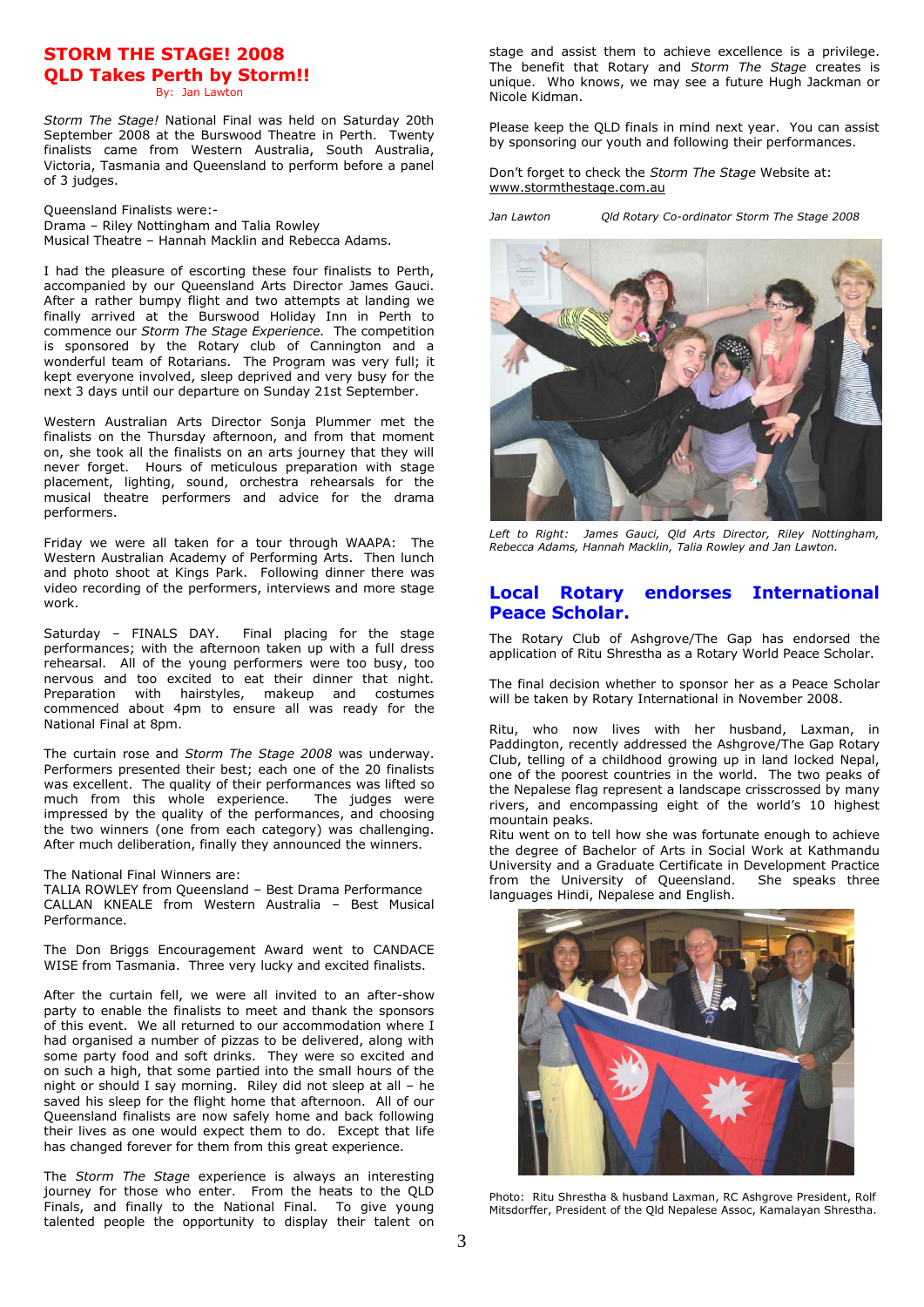# STORM THE STAGE! 2008
# QLD Takes Perth by Storm!!

By: Jan Lawton

*Storm The Stage!* National Final was held on Saturday 20th September 2008 at the Burswood Theatre in Perth. Twenty finalists came from Western Australia, South Australia, Victoria, Tasmania and Queensland to perform before a panel of 3 judges.

Queensland Finalists were:-
Drama – Riley Nottingham and Talia Rowley
Musical Theatre – Hannah Macklin and Rebecca Adams.

I had the pleasure of escorting these four finalists to Perth, accompanied by our Queensland Arts Director James Gauci. After a rather bumpy flight and two attempts at landing we finally arrived at the Burswood Holiday Inn in Perth to commence our *Storm The Stage Experience.* The competition is sponsored by the Rotary club of Cannington and a wonderful team of Rotarians. The Program was very full; it kept everyone involved, sleep deprived and very busy for the next 3 days until our departure on Sunday 21st September.

Western Australian Arts Director Sonja Plummer met the finalists on the Thursday afternoon, and from that moment on, she took all the finalists on an arts journey that they will never forget. Hours of meticulous preparation with stage placement, lighting, sound, orchestra rehearsals for the musical theatre performers and advice for the drama performers.

Friday we were all taken for a tour through WAAPA: The Western Australian Academy of Performing Arts. Then lunch and photo shoot at Kings Park. Following dinner there was video recording of the performers, interviews and more stage work.

Saturday – FINALS DAY. Final placing for the stage performances; with the afternoon taken up with a full dress rehearsal. All of the young performers were too busy, too nervous and too excited to eat their dinner that night. Preparation with hairstyles, makeup and costumes commenced about 4pm to ensure all was ready for the National Final at 8pm.

The curtain rose and *Storm The Stage 2008* was underway. Performers presented their best; each one of the 20 finalists was excellent. The quality of their performances was lifted so much from this whole experience. The judges were impressed by the quality of the performances, and choosing the two winners (one from each category) was challenging. After much deliberation, finally they announced the winners.

The National Final Winners are:
TALIA ROWLEY from Queensland – Best Drama Performance
CALLAN KNEALE from Western Australia – Best Musical Performance.

The Don Briggs Encouragement Award went to CANDACE WISE from Tasmania. Three very lucky and excited finalists.

After the curtain fell, we were all invited to an after-show party to enable the finalists to meet and thank the sponsors of this event. We all returned to our accommodation where I had organised a number of pizzas to be delivered, along with some party food and soft drinks. They were so excited and on such a high, that some partied into the small hours of the night or should I say morning. Riley did not sleep at all – he saved his sleep for the flight home that afternoon. All of our Queensland finalists are now safely home and back following their lives as one would expect them to do. Except that life has changed forever for them from this great experience.

The *Storm The Stage* experience is always an interesting journey for those who enter. From the heats to the QLD Finals, and finally to the National Final. To give young talented people the opportunity to display their talent on stage and assist them to achieve excellence is a privilege. The benefit that Rotary and *Storm The Stage* creates is unique. Who knows, we may see a future Hugh Jackman or Nicole Kidman.

Please keep the QLD finals in mind next year. You can assist by sponsoring our youth and following their performances.

Don't forget to check the *Storm The Stage* Website at: www.stormthestage.com.au

*Jan Lawton Qld Rotary Co-ordinator Storm The Stage 2008*

*Left to Right: James Gauci, Qld Arts Director, Riley Nottingham, Rebecca Adams, Hannah Macklin, Talia Rowley and Jan Lawton.*

## Local Rotary endorses International Peace Scholar.

The Rotary Club of Ashgrove/The Gap has endorsed the application of Ritu Shrestha as a Rotary World Peace Scholar.

The final decision whether to sponsor her as a Peace Scholar will be taken by Rotary International in November 2008.

Ritu, who now lives with her husband, Laxman, in Paddington, recently addressed the Ashgrove/The Gap Rotary Club, telling of a childhood growing up in land locked Nepal, one of the poorest countries in the world. The two peaks of the Nepalese flag represent a landscape crisscrossed by many rivers, and encompassing eight of the world's 10 highest mountain peaks.
Ritu went on to tell how she was fortunate enough to achieve the degree of Bachelor of Arts in Social Work at Kathmandu University and a Graduate Certificate in Development Practice from the University of Queensland. She speaks three languages Hindi, Nepalese and English.

Photo: Ritu Shrestha & husband Laxman, RC Ashgrove President, Rolf Mitsdorffer, President of the Qld Nepalese Assoc, Kamalayan Shrestha.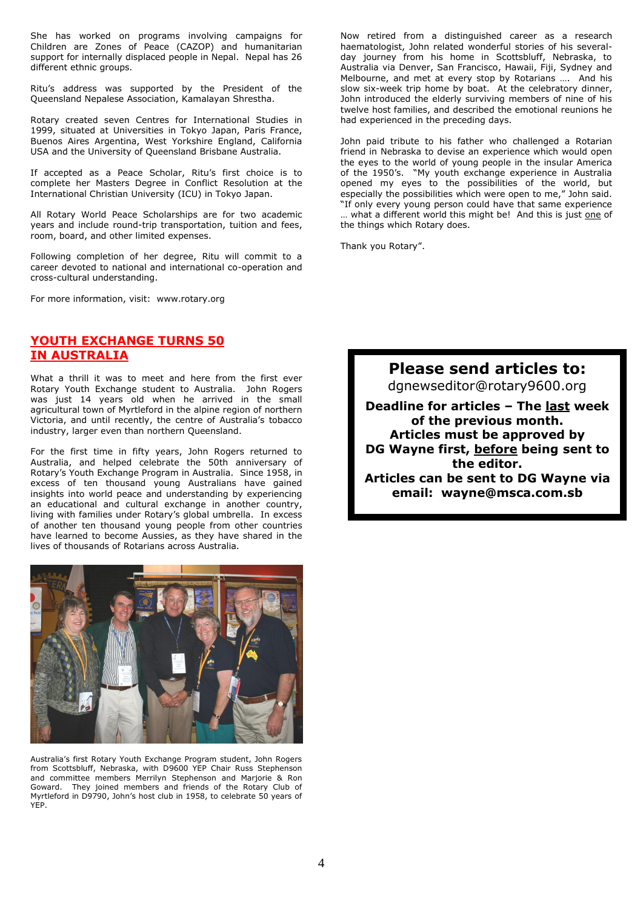She has worked on programs involving campaigns for Children are Zones of Peace (CAZOP) and humanitarian support for internally displaced people in Nepal. Nepal has 26 different ethnic groups.

Ritu's address was supported by the President of the Queensland Nepalese Association, Kamalayan Shrestha.

Rotary created seven Centres for International Studies in 1999, situated at Universities in Tokyo Japan, Paris France, Buenos Aires Argentina, West Yorkshire England, California USA and the University of Queensland Brisbane Australia.

If accepted as a Peace Scholar, Ritu's first choice is to complete her Masters Degree in Conflict Resolution at the International Christian University (ICU) in Tokyo Japan.

All Rotary World Peace Scholarships are for two academic years and include round-trip transportation, tuition and fees, room, board, and other limited expenses.

Following completion of her degree, Ritu will commit to a career devoted to national and international co-operation and cross-cultural understanding.

For more information, visit: www.rotary.org

## YOUTH EXCHANGE TURNS 50 IN AUSTRALIA

What a thrill it was to meet and here from the first ever Rotary Youth Exchange student to Australia. John Rogers was just 14 years old when he arrived in the small agricultural town of Myrtleford in the alpine region of northern Victoria, and until recently, the centre of Australia's tobacco industry, larger even than northern Queensland.

For the first time in fifty years, John Rogers returned to Australia, and helped celebrate the 50th anniversary of Rotary's Youth Exchange Program in Australia. Since 1958, in excess of ten thousand young Australians have gained insights into world peace and understanding by experiencing an educational and cultural exchange in another country, living with families under Rotary's global umbrella. In excess of another ten thousand young people from other countries have learned to become Aussies, as they have shared in the lives of thousands of Rotarians across Australia.

Australia's first Rotary Youth Exchange Program student, John Rogers from Scottsbluff, Nebraska, with D9600 YEP Chair Russ Stephenson and committee members Merrilyn Stephenson and Marjorie & Ron Goward. They joined members and friends of the Rotary Club of Myrtleford in D9790, John's host club in 1958, to celebrate 50 years of YEP.

Now retired from a distinguished career as a research haematologist, John related wonderful stories of his several-day journey from his home in Scottsbluff, Nebraska, to Australia via Denver, San Francisco, Hawaii, Fiji, Sydney and Melbourne, and met at every stop by Rotarians …. And his slow six-week trip home by boat. At the celebratory dinner, John introduced the elderly surviving members of nine of his twelve host families, and described the emotional reunions he had experienced in the preceding days.

John paid tribute to his father who challenged a Rotarian friend in Nebraska to devise an experience which would open the eyes to the world of young people in the insular America of the 1950's. "My youth exchange experience in Australia opened my eyes to the possibilities of the world, but especially the possibilities which were open to me," John said. "If only every young person could have that same experience … what a different world this might be! And this is just one of the things which Rotary does.

Thank you Rotary".

**Please send articles to:**
dgnewseditor@rotary9600.org

**Deadline for articles – The last week of the previous month.**
**Articles must be approved by DG Wayne first, before being sent to the editor.**
**Articles can be sent to DG Wayne via email: wayne@msca.com.sb**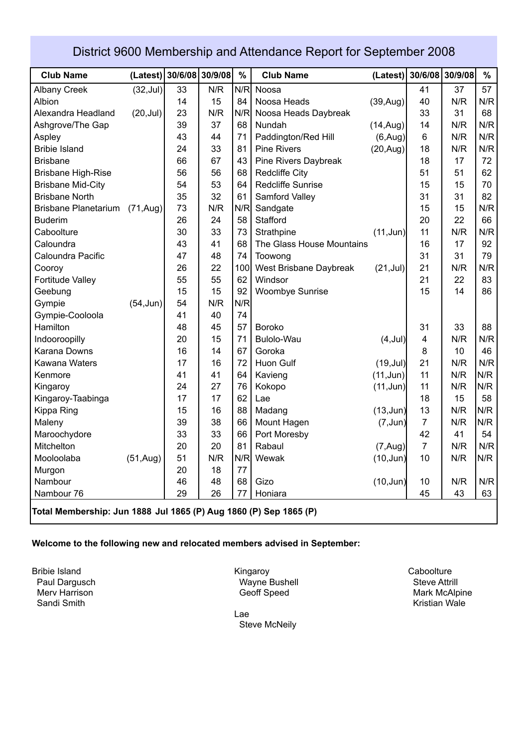# District 9600 Membership and Attendance Report for September 2008

| Club Name | (Latest) | 30/6/08 | 30/9/08 | % | Club Name | (Latest) | 30/6/08 | 30/9/08 | % |
|---|---|---|---|---|---|---|---|---|---|
| Albany Creek | (32,Jul) | 33 | N/R | N/R | Noosa | | 41 | 37 | 57 |
| Albion | | 14 | 15 | 84 | Noosa Heads | (39,Aug) | 40 | N/R | N/R |
| Alexandra Headland | (20,Jul) | 23 | N/R | N/R | Noosa Heads Daybreak | | 33 | 31 | 68 |
| Ashgrove/The Gap | | 39 | 37 | 68 | Nundah | (14,Aug) | 14 | N/R | N/R |
| Aspley | | 43 | 44 | 71 | Paddington/Red Hill | (6,Aug) | 6 | N/R | N/R |
| Bribie Island | | 24 | 33 | 81 | Pine Rivers | (20,Aug) | 18 | N/R | N/R |
| Brisbane | | 66 | 67 | 43 | Pine Rivers Daybreak | | 18 | 17 | 72 |
| Brisbane High-Rise | | 56 | 56 | 68 | Redcliffe City | | 51 | 51 | 62 |
| Brisbane Mid-City | | 54 | 53 | 64 | Redcliffe Sunrise | | 15 | 15 | 70 |
| Brisbane North | | 35 | 32 | 61 | Samford Valley | | 31 | 31 | 82 |
| Brisbane Planetarium | (71,Aug) | 73 | N/R | N/R | Sandgate | | 15 | 15 | N/R |
| Buderim | | 26 | 24 | 58 | Stafford | | 20 | 22 | 66 |
| Caboolture | | 30 | 33 | 73 | Strathpine | (11,Jun) | 11 | N/R | N/R |
| Caloundra | | 43 | 41 | 68 | The Glass House Mountains | | 16 | 17 | 92 |
| Caloundra Pacific | | 47 | 48 | 74 | Toowong | | 31 | 31 | 79 |
| Cooroy | | 26 | 22 | 100 | West Brisbane Daybreak | (21,Jul) | 21 | N/R | N/R |
| Fortitude Valley | | 55 | 55 | 62 | Windsor | | 21 | 22 | 83 |
| Geebung | | 15 | 15 | 92 | Woombye Sunrise | | 15 | 14 | 86 |
| Gympie | (54,Jun) | 54 | N/R | N/R | | | | | |
| Gympie-Cooloola | | 41 | 40 | 74 | | | | | |
| Hamilton | | 48 | 45 | 57 | Boroko | | 31 | 33 | 88 |
| Indooroopilly | | 20 | 15 | 71 | Bulolo-Wau | (4,Jul) | 4 | N/R | N/R |
| Karana Downs | | 16 | 14 | 67 | Goroka | | 8 | 10 | 46 |
| Kawana Waters | | 17 | 16 | 72 | Huon Gulf | (19,Jul) | 21 | N/R | N/R |
| Kenmore | | 41 | 41 | 64 | Kavieng | (11,Jun) | 11 | N/R | N/R |
| Kingaroy | | 24 | 27 | 76 | Kokopo | (11,Jun) | 11 | N/R | N/R |
| Kingaroy-Taabinga | | 17 | 17 | 62 | Lae | | 18 | 15 | 58 |
| Kippa Ring | | 15 | 16 | 88 | Madang | (13,Jun) | 13 | N/R | N/R |
| Maleny | | 39 | 38 | 66 | Mount Hagen | (7,Jun) | 7 | N/R | N/R |
| Maroochydore | | 33 | 33 | 66 | Port Moresby | | 42 | 41 | 54 |
| Mitchelton | | 20 | 20 | 81 | Rabaul | (7,Aug) | 7 | N/R | N/R |
| Mooloolaba | (51,Aug) | 51 | N/R | N/R | Wewak | (10,Jun) | 10 | N/R | N/R |
| Murgon | | 20 | 18 | 77 | | | | | |
| Nambour | | 46 | 48 | 68 | Gizo | (10,Jun) | 10 | N/R | N/R |
| Nambour 76 | | 29 | 26 | 77 | Honiara | | 45 | 43 | 63 |

**Total Membership: Jun 1888 Jul 1865 (P) Aug 1860 (P) Sep 1865 (P)**

**Welcome to the following new and relocated members advised in September:**

Bribie Island
- Paul Dargusch
- Merv Harrison
- Sandi Smith

Kingaroy
- Wayne Bushell
- Geoff Speed

Lae
- Steve McNeily

Caboolture
- Steve Attrill
- Mark McAlpine
- Kristian Wale